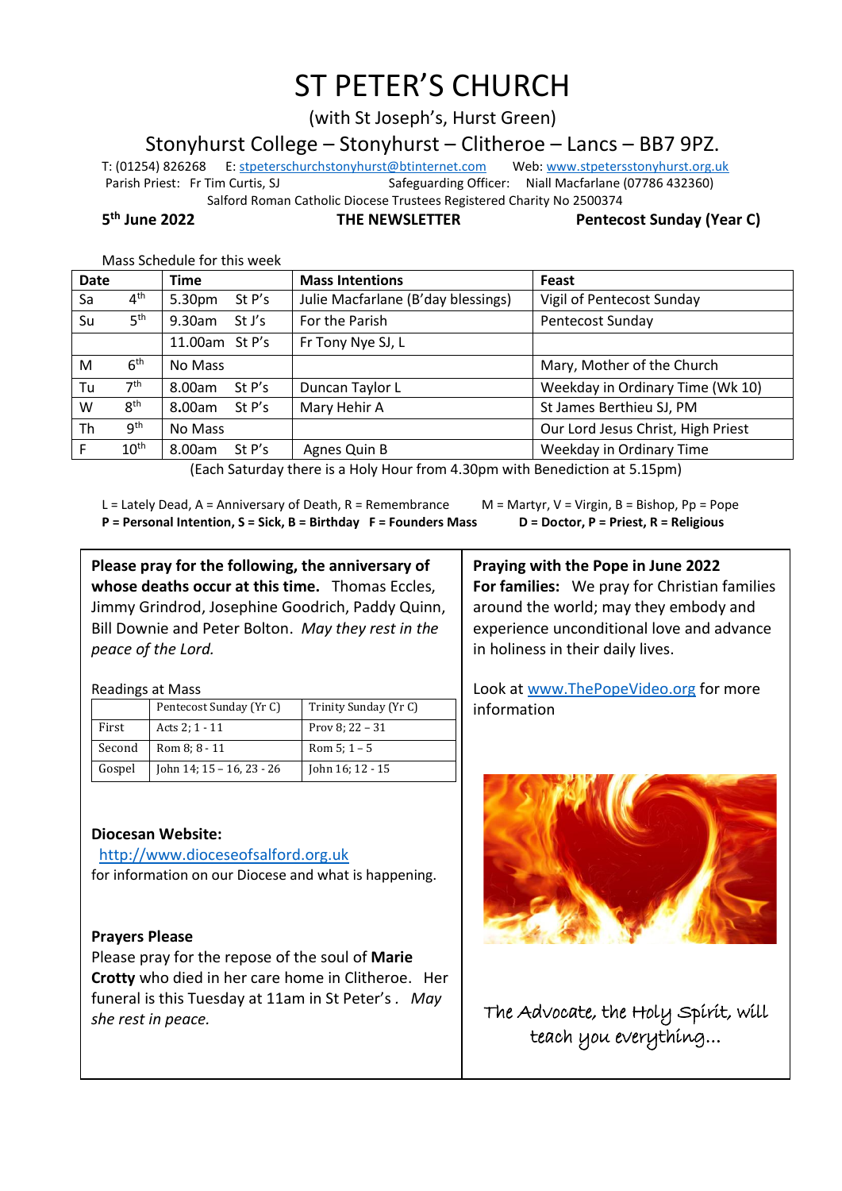// Markdown body
# ST PETER'S CHURCH

(with St Joseph's, Hurst Green)

Stonyhurst College – Stonyhurst – Clitheroe – Lancs – BB7 9PZ.

T: (01254) 826268 E: stpeterschurchstonyhurst@btinternet.com Web: www.stpetersstonyhurst.org.uk

Parish Priest: Fr Tim Curtis, SJ Safeguarding Officer: Niall Macfarlane (07786 432360)

Salford Roman Catholic Diocese Trustees Registered Charity No 2500374

**5th June 2022** **THE NEWSLETTER** **Pentecost Sunday (Year C)**

Mass Schedule for this week

| Date | | Time | | Mass Intentions | Feast |
|---|---|---|---|---|---|
| Sa | 4th | 5.30pm | St P's | Julie Macfarlane (B'day blessings) | Vigil of Pentecost Sunday |
| Su | 5th | 9.30am | St J's | For the Parish | Pentecost Sunday |
| | | 11.00am | St P's | Fr Tony Nye SJ, L | |
| M | 6th | No Mass | | | Mary, Mother of the Church |
| Tu | 7th | 8.00am | St P's | Duncan Taylor L | Weekday in Ordinary Time (Wk 10) |
| W | 8th | 8.00am | St P's | Mary Hehir A | St James Berthieu SJ, PM |
| Th | 9th | No Mass | | | Our Lord Jesus Christ, High Priest |
| F | 10th | 8.00am | St P's | Agnes Quin B | Weekday in Ordinary Time |

(Each Saturday there is a Holy Hour from 4.30pm with Benediction at 5.15pm)

L = Lately Dead, A = Anniversary of Death, R = Remembrance M = Martyr, V = Virgin, B = Bishop, Pp = Pope
**P = Personal Intention, S = Sick, B = Birthday F = Founders Mass D = Doctor, P = Priest, R = Religious**

**Please pray for the following, the anniversary of whose deaths occur at this time.** Thomas Eccles, Jimmy Grindrod, Josephine Goodrich, Paddy Quinn, Bill Downie and Peter Bolton. *May they rest in the peace of the Lord.*

Readings at Mass

| | Pentecost Sunday (Yr C) | Trinity Sunday (Yr C) |
|---|---|---|
| First | Acts 2; 1 - 11 | Prov 8; 22 – 31 |
| Second | Rom 8; 8 - 11 | Rom 5; 1 – 5 |
| Gospel | John 14; 15 – 16, 23 - 26 | John 16; 12 - 15 |

**Diocesan Website:**
http://www.dioceseofsalford.org.uk
for information on our Diocese and what is happening.

**Prayers Please**
Please pray for the repose of the soul of **Marie Crotty** who died in her care home in Clitheroe. Her funeral is this Tuesday at 11am in St Peter's . *May she rest in peace.*

**Praying with the Pope in June 2022**
**For families:** We pray for Christian families around the world; may they embody and experience unconditional love and advance in holiness in their daily lives.

Look at www.ThePopeVideo.org for more information

*The Advocate, the Holy Spirit, will teach you everything...*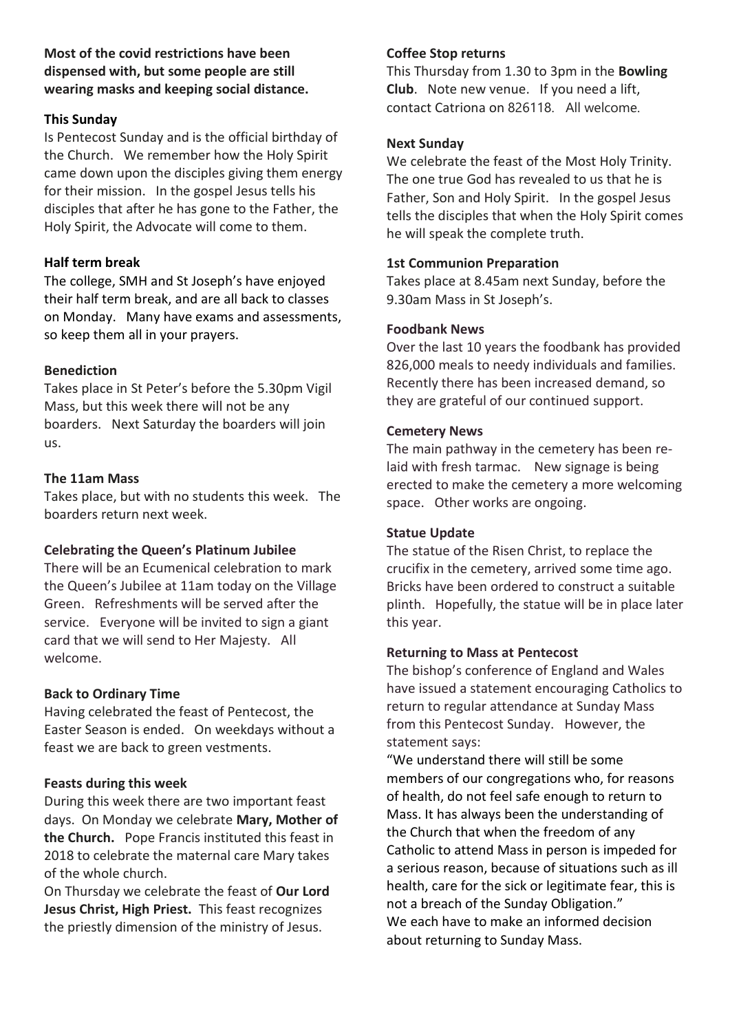**Most of the covid restrictions have been dispensed with, but some people are still wearing masks and keeping social distance.**

**This Sunday**

Is Pentecost Sunday and is the official birthday of the Church. We remember how the Holy Spirit came down upon the disciples giving them energy for their mission. In the gospel Jesus tells his disciples that after he has gone to the Father, the Holy Spirit, the Advocate will come to them.

**Half term break**

The college, SMH and St Joseph's have enjoyed their half term break, and are all back to classes on Monday. Many have exams and assessments, so keep them all in your prayers.

**Benediction**

Takes place in St Peter's before the 5.30pm Vigil Mass, but this week there will not be any boarders. Next Saturday the boarders will join us.

**The 11am Mass**

Takes place, but with no students this week. The boarders return next week.

**Celebrating the Queen's Platinum Jubilee**

There will be an Ecumenical celebration to mark the Queen's Jubilee at 11am today on the Village Green. Refreshments will be served after the service. Everyone will be invited to sign a giant card that we will send to Her Majesty. All welcome.

**Back to Ordinary Time**

Having celebrated the feast of Pentecost, the Easter Season is ended. On weekdays without a feast we are back to green vestments.

**Feasts during this week**

During this week there are two important feast days. On Monday we celebrate **Mary, Mother of the Church.** Pope Francis instituted this feast in 2018 to celebrate the maternal care Mary takes of the whole church.

On Thursday we celebrate the feast of **Our Lord Jesus Christ, High Priest.** This feast recognizes the priestly dimension of the ministry of Jesus.

**Coffee Stop returns**

This Thursday from 1.30 to 3pm in the **Bowling Club**. Note new venue. If you need a lift, contact Catriona on 826118. All welcome.

**Next Sunday**

We celebrate the feast of the Most Holy Trinity. The one true God has revealed to us that he is Father, Son and Holy Spirit. In the gospel Jesus tells the disciples that when the Holy Spirit comes he will speak the complete truth.

**1st Communion Preparation**

Takes place at 8.45am next Sunday, before the 9.30am Mass in St Joseph's.

**Foodbank News**

Over the last 10 years the foodbank has provided 826,000 meals to needy individuals and families. Recently there has been increased demand, so they are grateful of our continued support.

**Cemetery News**

The main pathway in the cemetery has been re-laid with fresh tarmac. New signage is being erected to make the cemetery a more welcoming space. Other works are ongoing.

**Statue Update**

The statue of the Risen Christ, to replace the crucifix in the cemetery, arrived some time ago. Bricks have been ordered to construct a suitable plinth. Hopefully, the statue will be in place later this year.

**Returning to Mass at Pentecost**

The bishop's conference of England and Wales have issued a statement encouraging Catholics to return to regular attendance at Sunday Mass from this Pentecost Sunday. However, the statement says:

"We understand there will still be some members of our congregations who, for reasons of health, do not feel safe enough to return to Mass. It has always been the understanding of the Church that when the freedom of any Catholic to attend Mass in person is impeded for a serious reason, because of situations such as ill health, care for the sick or legitimate fear, this is not a breach of the Sunday Obligation."

We each have to make an informed decision about returning to Sunday Mass.